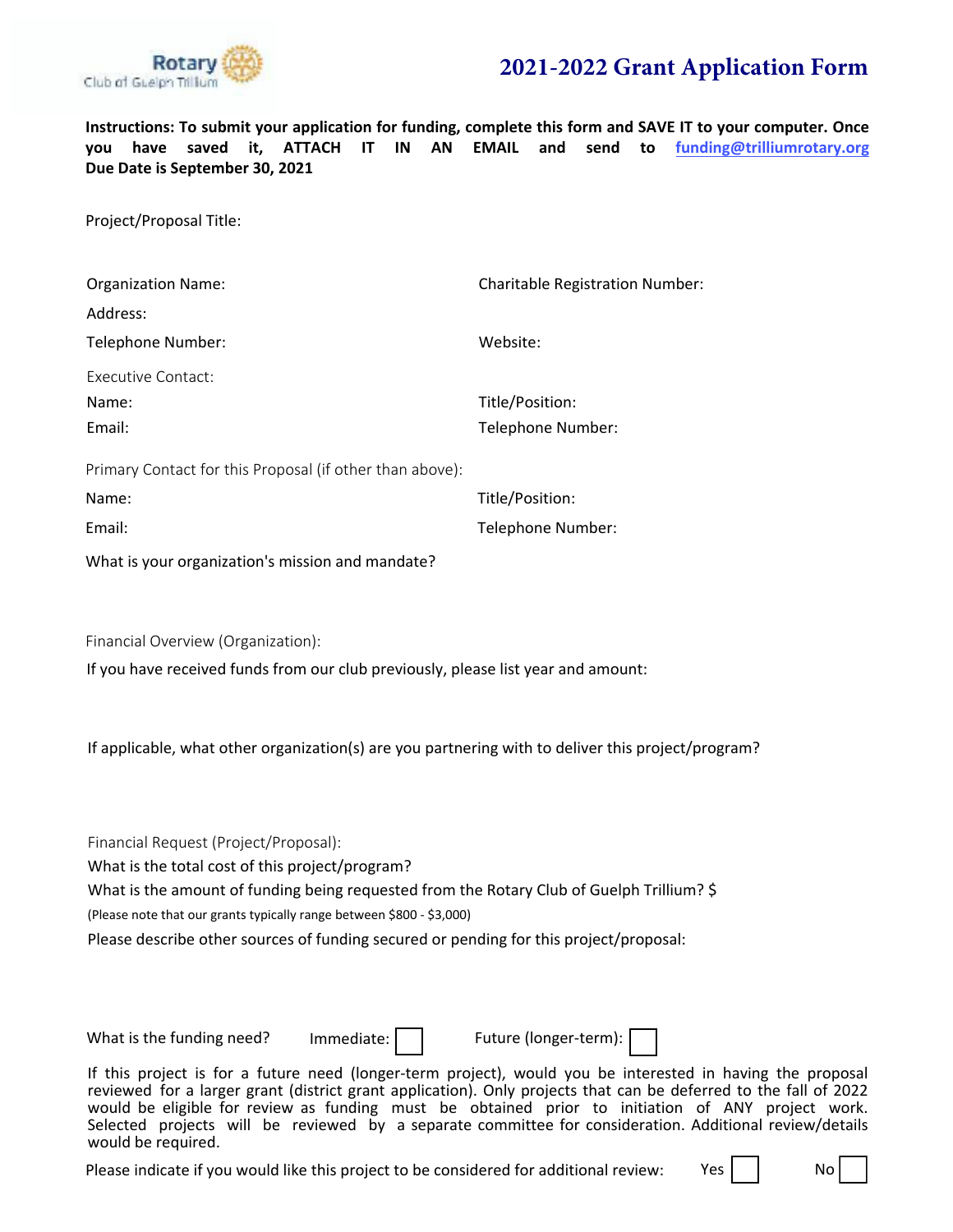Rotary Club of Guelph Trillium

# 2021-2022 Grant Application Form

**Instructions: To submit your application for funding, complete this form and SAVE IT to your computer. Once you have saved it, ATTACH IT IN AN EMAIL and send to funding@trilliumrotary.org Due Date is September 30, 2021**

Project/Proposal Title:

Organization Name:

Charitable Registration Number:

Address:

Telephone Number:

Website:

Executive Contact:

Name:

Title/Position:

Email:

Telephone Number:

Primary Contact for this Proposal (if other than above):

Name:

Title/Position:

Email:

Telephone Number:

What is your organization's mission and mandate?

Financial Overview (Organization):

If you have received funds from our club previously, please list year and amount:

If applicable, what other organization(s) are you partnering with to deliver this project/program?

Financial Request (Project/Proposal):

What is the total cost of this project/program?

What is the amount of funding being requested from the Rotary Club of Guelph Trillium? $

(Please note that our grants typically range between $800 - $3,000)

Please describe other sources of funding secured or pending for this project/proposal:

What is the funding need? Immediate: ☐ Future (longer-term): ☐

If this project is for a future need (longer-term project), would you be interested in having the proposal reviewed for a larger grant (district grant application). Only projects that can be deferred to the fall of 2022 would be eligible for review as funding must be obtained prior to initiation of ANY project work. Selected projects will be reviewed by a separate committee for consideration. Additional review/details would be required.

Please indicate if you would like this project to be considered for additional review: Yes ☐ No ☐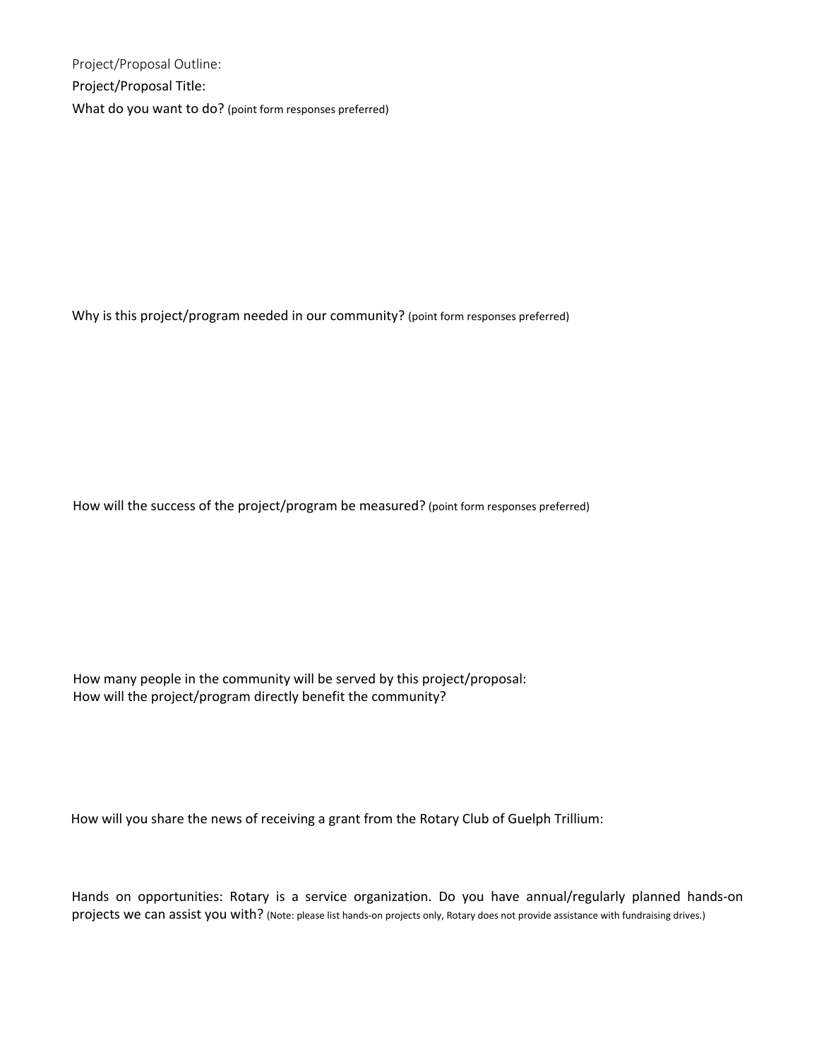Project/Proposal Outline:

Project/Proposal Title:

What do you want to do? (point form responses preferred)

Why is this project/program needed in our community? (point form responses preferred)

How will the success of the project/program be measured? (point form responses preferred)

How many people in the community will be served by this project/proposal:

How will the project/program directly benefit the community?

How will you share the news of receiving a grant from the Rotary Club of Guelph Trillium:

Hands on opportunities: Rotary is a service organization. Do you have annual/regularly planned hands-on projects we can assist you with? (Note: please list hands-on projects only, Rotary does not provide assistance with fundraising drives.)